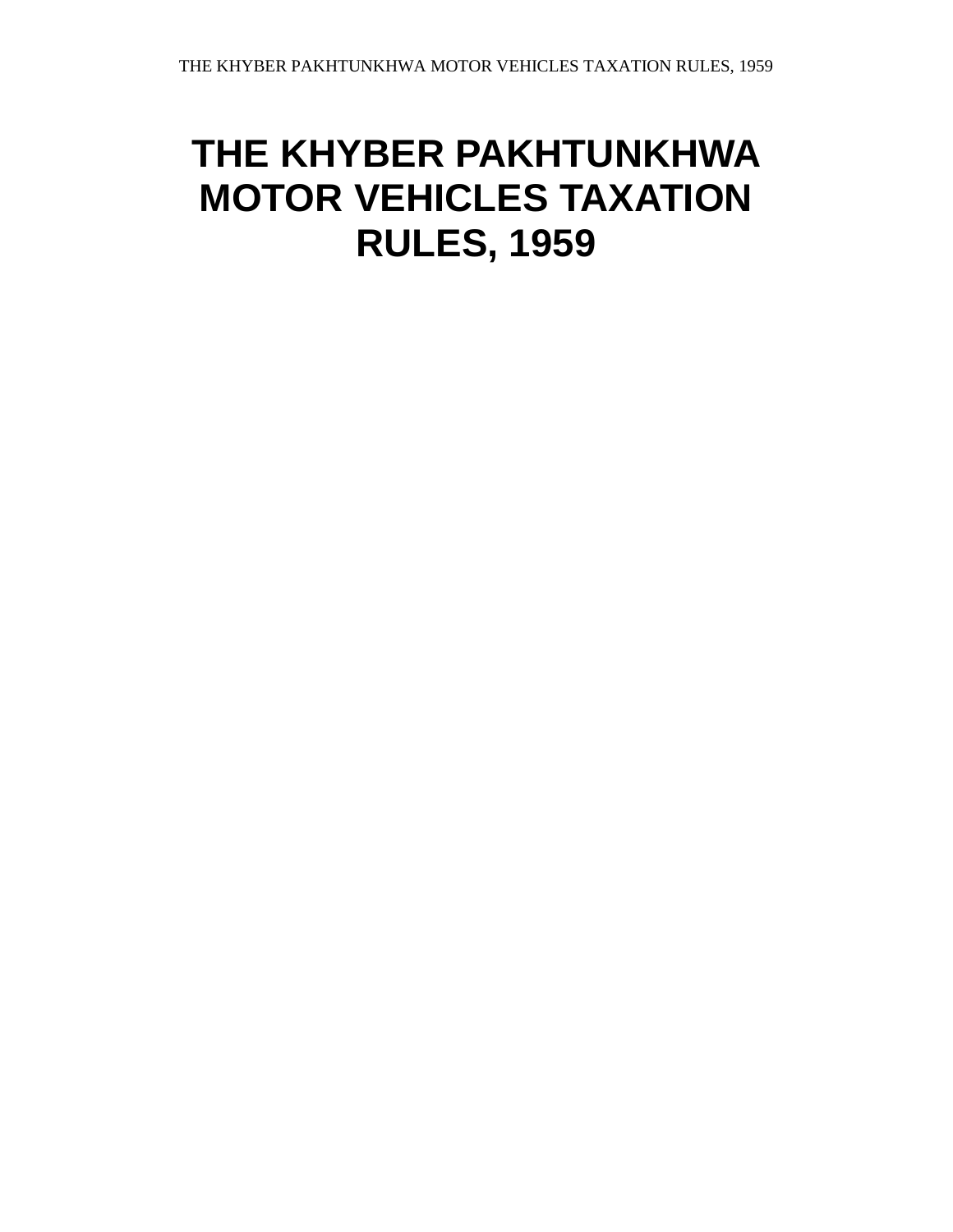# THE KHYBER PAKHTUNKHWA MOTOR VEHICLES TAXATION RULES, 1959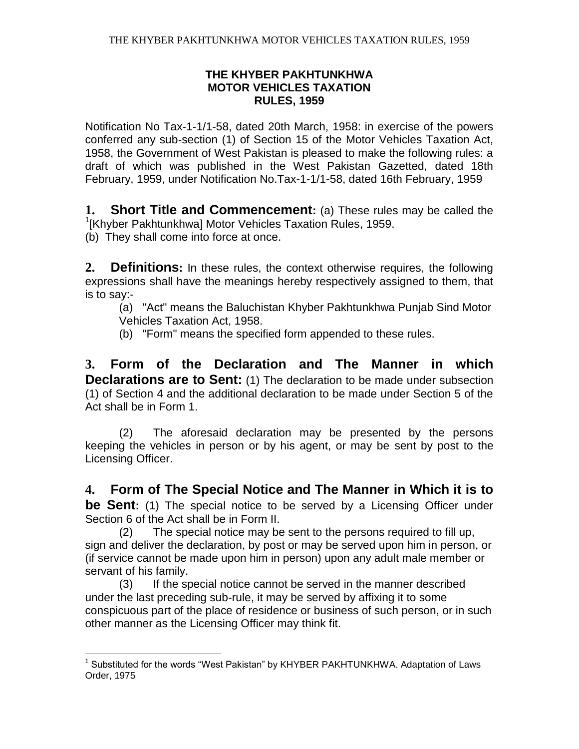## THE KHYBER PAKHTUNKHWA MOTOR VEHICLES TAXATION RULES, 1959

Notification No Tax-1-1/1-58, dated 20th March, 1958: in exercise of the powers conferred any sub-section (1) of Section 15 of the Motor Vehicles Taxation Act, 1958, the Government of West Pakistan is pleased to make the following rules: a draft of which was published in the West Pakistan Gazetted, dated 18th February, 1959, under Notification No.Tax-1-1/1-58, dated 16th February, 1959

**1. Short Title and Commencement:** (a) These rules may be called the [1][Khyber Pakhtunkhwa] Motor Vehicles Taxation Rules, 1959.

(b) They shall come into force at once.

**2. Definitions:** In these rules, the context otherwise requires, the following expressions shall have the meanings hereby respectively assigned to them, that is to say:-

(a) "Act" means the Baluchistan Khyber Pakhtunkhwa Punjab Sind Motor Vehicles Taxation Act, 1958.

(b) "Form" means the specified form appended to these rules.

**3. Form of the Declaration and The Manner in which Declarations are to Sent:** (1) The declaration to be made under subsection (1) of Section 4 and the additional declaration to be made under Section 5 of the Act shall be in Form 1.

(2) The aforesaid declaration may be presented by the persons keeping the vehicles in person or by his agent, or may be sent by post to the Licensing Officer.

**4. Form of The Special Notice and The Manner in Which it is to be Sent:** (1) The special notice to be served by a Licensing Officer under Section 6 of the Act shall be in Form II.

(2) The special notice may be sent to the persons required to fill up, sign and deliver the declaration, by post or may be served upon him in person, or (if service cannot be made upon him in person) upon any adult male member or servant of his family.

(3) If the special notice cannot be served in the manner described under the last preceding sub-rule, it may be served by affixing it to some conspicuous part of the place of residence or business of such person, or in such other manner as the Licensing Officer may think fit.

[1] Substituted for the words "West Pakistan" by KHYBER PAKHTUNKHWA. Adaptation of Laws Order, 1975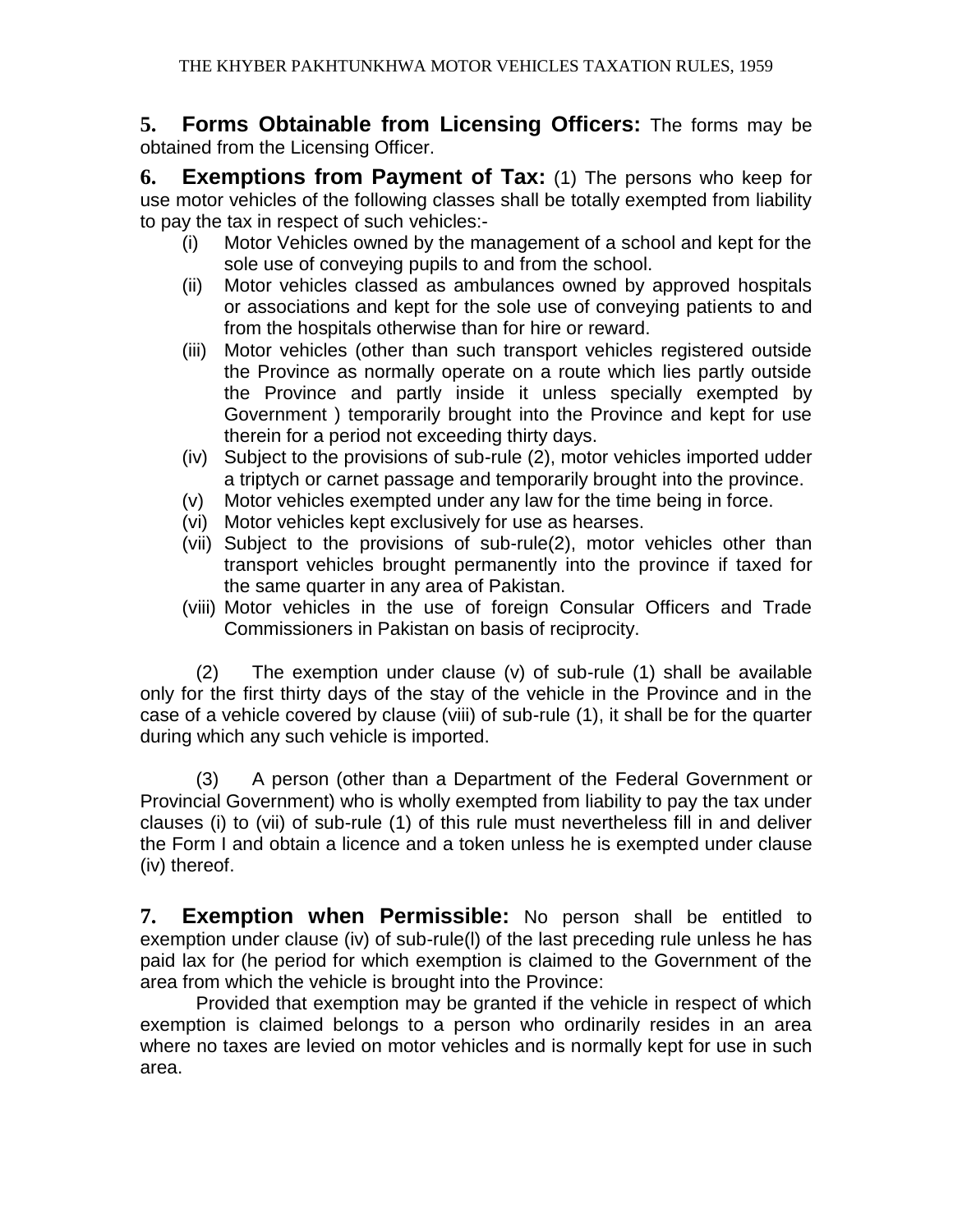**5. Forms Obtainable from Licensing Officers:** The forms may be obtained from the Licensing Officer.

**6. Exemptions from Payment of Tax:** (1) The persons who keep for use motor vehicles of the following classes shall be totally exempted from liability to pay the tax in respect of such vehicles:-

(i) Motor Vehicles owned by the management of a school and kept for the sole use of conveying pupils to and from the school.

(ii) Motor vehicles classed as ambulances owned by approved hospitals or associations and kept for the sole use of conveying patients to and from the hospitals otherwise than for hire or reward.

(iii) Motor vehicles (other than such transport vehicles registered outside the Province as normally operate on a route which lies partly outside the Province and partly inside it unless specially exempted by Government ) temporarily brought into the Province and kept for use therein for a period not exceeding thirty days.

(iv) Subject to the provisions of sub-rule (2), motor vehicles imported udder a triptych or carnet passage and temporarily brought into the province.

(v) Motor vehicles exempted under any law for the time being in force.

(vi) Motor vehicles kept exclusively for use as hearses.

(vii) Subject to the provisions of sub-rule(2), motor vehicles other than transport vehicles brought permanently into the province if taxed for the same quarter in any area of Pakistan.

(viii) Motor vehicles in the use of foreign Consular Officers and Trade Commissioners in Pakistan on basis of reciprocity.

(2) The exemption under clause (v) of sub-rule (1) shall be available only for the first thirty days of the stay of the vehicle in the Province and in the case of a vehicle covered by clause (viii) of sub-rule (1), it shall be for the quarter during which any such vehicle is imported.

(3) A person (other than a Department of the Federal Government or Provincial Government) who is wholly exempted from liability to pay the tax under clauses (i) to (vii) of sub-rule (1) of this rule must nevertheless fill in and deliver the Form I and obtain a licence and a token unless he is exempted under clause (iv) thereof.

**7. Exemption when Permissible:** No person shall be entitled to exemption under clause (iv) of sub-rule(l) of the last preceding rule unless he has paid lax for (he period for which exemption is claimed to the Government of the area from which the vehicle is brought into the Province:

Provided that exemption may be granted if the vehicle in respect of which exemption is claimed belongs to a person who ordinarily resides in an area where no taxes are levied on motor vehicles and is normally kept for use in such area.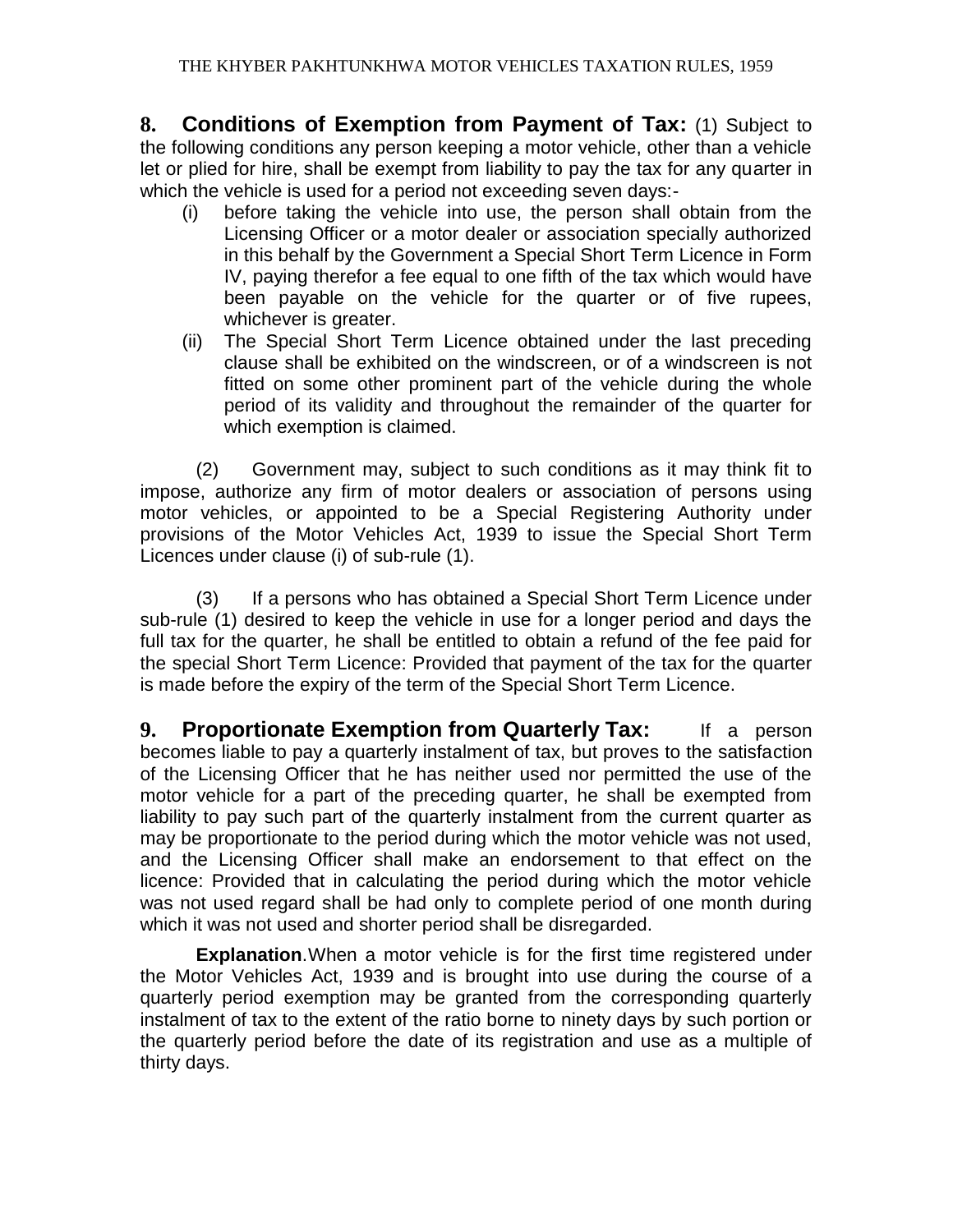**8. Conditions of Exemption from Payment of Tax:** (1) Subject to the following conditions any person keeping a motor vehicle, other than a vehicle let or plied for hire, shall be exempt from liability to pay the tax for any quarter in which the vehicle is used for a period not exceeding seven days:-

(i) before taking the vehicle into use, the person shall obtain from the Licensing Officer or a motor dealer or association specially authorized in this behalf by the Government a Special Short Term Licence in Form IV, paying therefor a fee equal to one fifth of the tax which would have been payable on the vehicle for the quarter or of five rupees, whichever is greater.

(ii) The Special Short Term Licence obtained under the last preceding clause shall be exhibited on the windscreen, or of a windscreen is not fitted on some other prominent part of the vehicle during the whole period of its validity and throughout the remainder of the quarter for which exemption is claimed.

(2) Government may, subject to such conditions as it may think fit to impose, authorize any firm of motor dealers or association of persons using motor vehicles, or appointed to be a Special Registering Authority under provisions of the Motor Vehicles Act, 1939 to issue the Special Short Term Licences under clause (i) of sub-rule (1).

(3) If a persons who has obtained a Special Short Term Licence under sub-rule (1) desired to keep the vehicle in use for a longer period and days the full tax for the quarter, he shall be entitled to obtain a refund of the fee paid for the special Short Term Licence: Provided that payment of the tax for the quarter is made before the expiry of the term of the Special Short Term Licence.

**9. Proportionate Exemption from Quarterly Tax:** If a person becomes liable to pay a quarterly instalment of tax, but proves to the satisfaction of the Licensing Officer that he has neither used nor permitted the use of the motor vehicle for a part of the preceding quarter, he shall be exempted from liability to pay such part of the quarterly instalment from the current quarter as may be proportionate to the period during which the motor vehicle was not used, and the Licensing Officer shall make an endorsement to that effect on the licence: Provided that in calculating the period during which the motor vehicle was not used regard shall be had only to complete period of one month during which it was not used and shorter period shall be disregarded.

**Explanation**.When a motor vehicle is for the first time registered under the Motor Vehicles Act, 1939 and is brought into use during the course of a quarterly period exemption may be granted from the corresponding quarterly instalment of tax to the extent of the ratio borne to ninety days by such portion or the quarterly period before the date of its registration and use as a multiple of thirty days.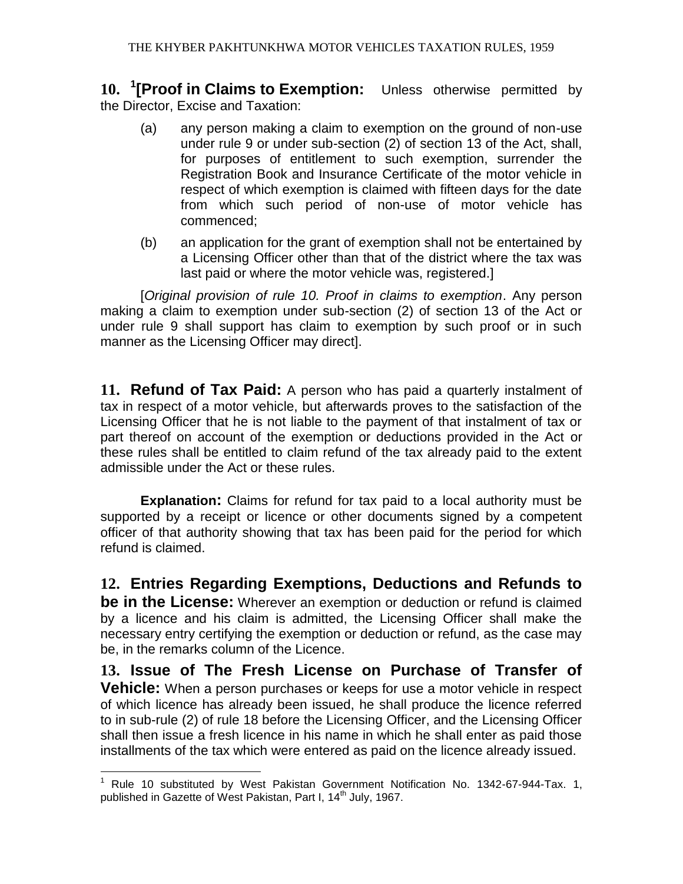**10. [1][Proof in Claims to Exemption:** Unless otherwise permitted by the Director, Excise and Taxation:

(a) any person making a claim to exemption on the ground of non-use under rule 9 or under sub-section (2) of section 13 of the Act, shall, for purposes of entitlement to such exemption, surrender the Registration Book and Insurance Certificate of the motor vehicle in respect of which exemption is claimed with fifteen days for the date from which such period of non-use of motor vehicle has commenced;

(b) an application for the grant of exemption shall not be entertained by a Licensing Officer other than that of the district where the tax was last paid or where the motor vehicle was, registered.]

[*Original provision of rule 10. Proof in claims to exemption*. Any person making a claim to exemption under sub-section (2) of section 13 of the Act or under rule 9 shall support has claim to exemption by such proof or in such manner as the Licensing Officer may direct].

**11. Refund of Tax Paid:** A person who has paid a quarterly instalment of tax in respect of a motor vehicle, but afterwards proves to the satisfaction of the Licensing Officer that he is not liable to the payment of that instalment of tax or part thereof on account of the exemption or deductions provided in the Act or these rules shall be entitled to claim refund of the tax already paid to the extent admissible under the Act or these rules.

**Explanation:** Claims for refund for tax paid to a local authority must be supported by a receipt or licence or other documents signed by a competent officer of that authority showing that tax has been paid for the period for which refund is claimed.

**12. Entries Regarding Exemptions, Deductions and Refunds to be in the License:** Wherever an exemption or deduction or refund is claimed by a licence and his claim is admitted, the Licensing Officer shall make the necessary entry certifying the exemption or deduction or refund, as the case may be, in the remarks column of the Licence.

**13. Issue of The Fresh License on Purchase of Transfer of Vehicle:** When a person purchases or keeps for use a motor vehicle in respect of which licence has already been issued, he shall produce the licence referred to in sub-rule (2) of rule 18 before the Licensing Officer, and the Licensing Officer shall then issue a fresh licence in his name in which he shall enter as paid those installments of the tax which were entered as paid on the licence already issued.

---

[1] Rule 10 substituted by West Pakistan Government Notification No. 1342-67-944-Tax. 1, published in Gazette of West Pakistan, Part I, 14th July, 1967.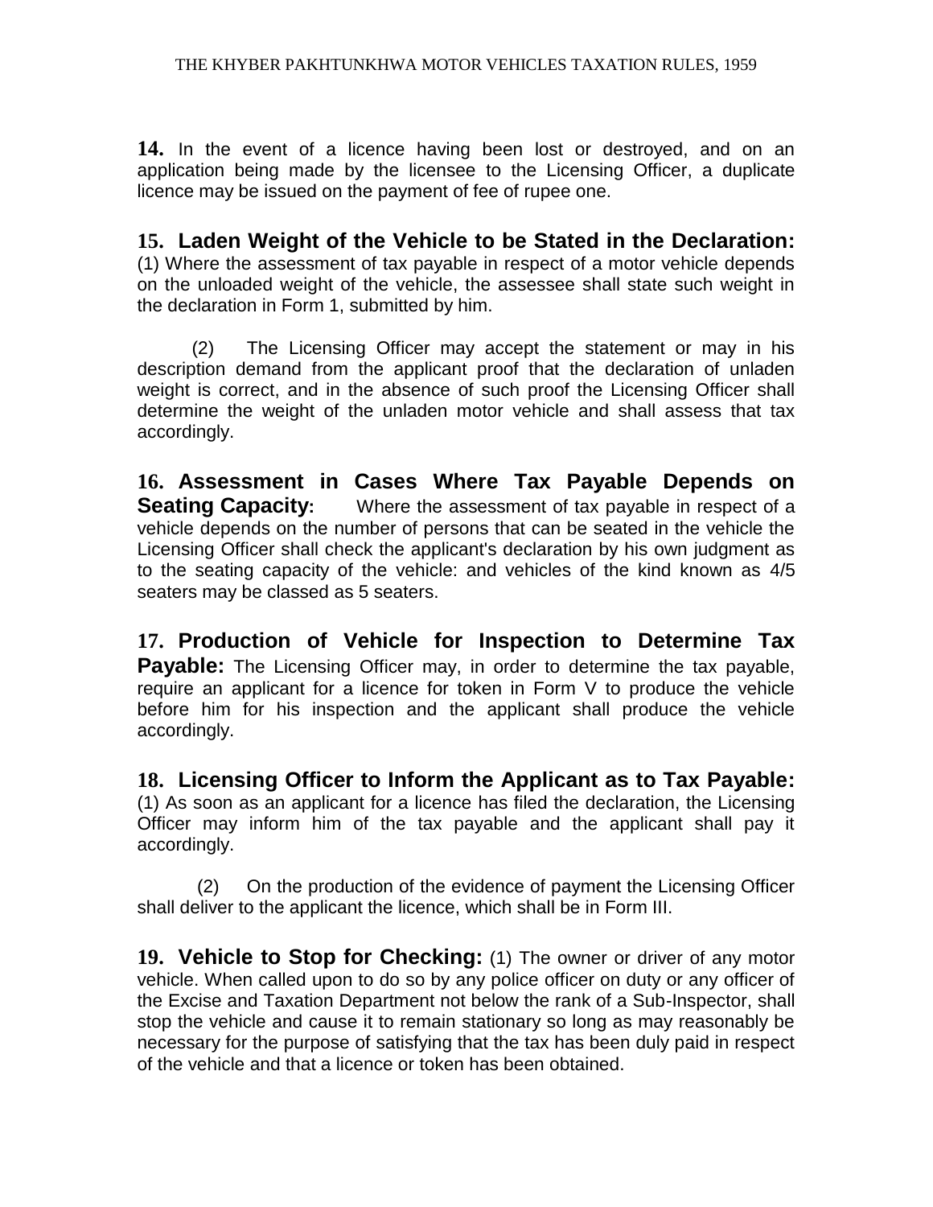**14.** In the event of a licence having been lost or destroyed, and on an application being made by the licensee to the Licensing Officer, a duplicate licence may be issued on the payment of fee of rupee one.

**15. Laden Weight of the Vehicle to be Stated in the Declaration:** (1) Where the assessment of tax payable in respect of a motor vehicle depends on the unloaded weight of the vehicle, the assessee shall state such weight in the declaration in Form 1, submitted by him.

(2) The Licensing Officer may accept the statement or may in his description demand from the applicant proof that the declaration of unladen weight is correct, and in the absence of such proof the Licensing Officer shall determine the weight of the unladen motor vehicle and shall assess that tax accordingly.

**16. Assessment in Cases Where Tax Payable Depends on Seating Capacity:** Where the assessment of tax payable in respect of a vehicle depends on the number of persons that can be seated in the vehicle the Licensing Officer shall check the applicant's declaration by his own judgment as to the seating capacity of the vehicle: and vehicles of the kind known as 4/5 seaters may be classed as 5 seaters.

**17. Production of Vehicle for Inspection to Determine Tax Payable:** The Licensing Officer may, in order to determine the tax payable, require an applicant for a licence for token in Form V to produce the vehicle before him for his inspection and the applicant shall produce the vehicle accordingly.

**18. Licensing Officer to Inform the Applicant as to Tax Payable:** (1) As soon as an applicant for a licence has filed the declaration, the Licensing Officer may inform him of the tax payable and the applicant shall pay it accordingly.

(2) On the production of the evidence of payment the Licensing Officer shall deliver to the applicant the licence, which shall be in Form III.

**19. Vehicle to Stop for Checking:** (1) The owner or driver of any motor vehicle. When called upon to do so by any police officer on duty or any officer of the Excise and Taxation Department not below the rank of a Sub-Inspector, shall stop the vehicle and cause it to remain stationary so long as may reasonably be necessary for the purpose of satisfying that the tax has been duly paid in respect of the vehicle and that a licence or token has been obtained.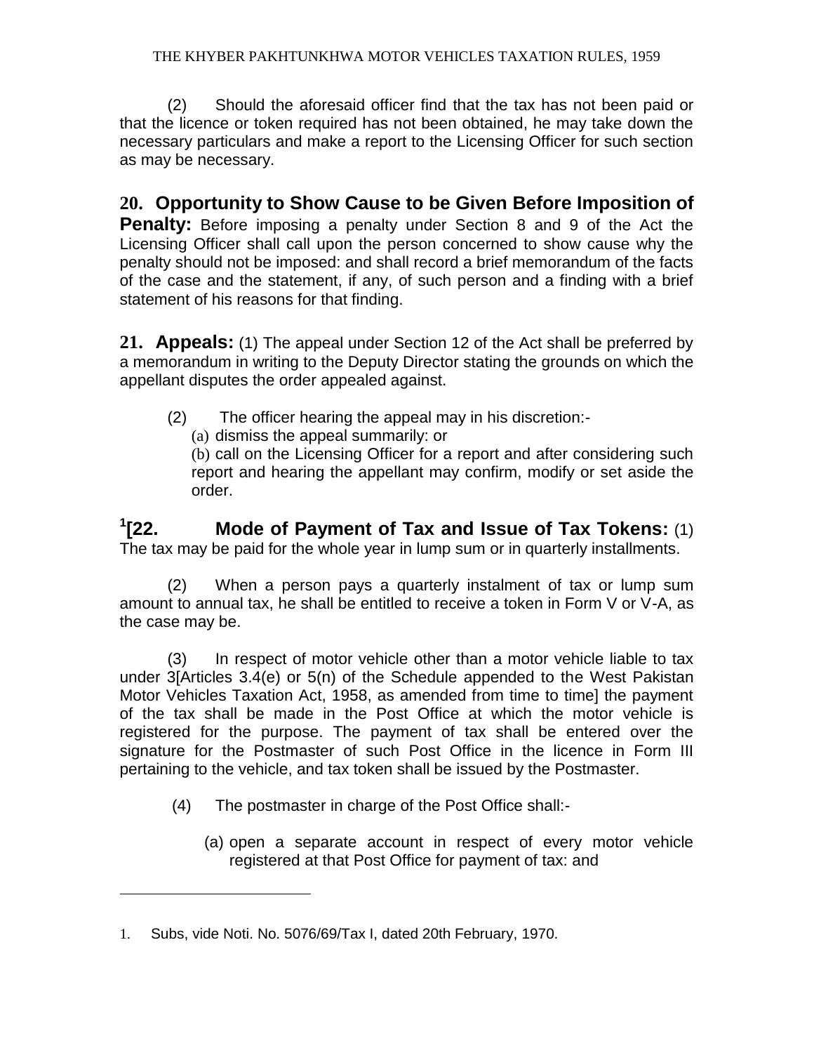(2) Should the aforesaid officer find that the tax has not been paid or that the licence or token required has not been obtained, he may take down the necessary particulars and make a report to the Licensing Officer for such section as may be necessary.

**20. Opportunity to Show Cause to be Given Before Imposition of Penalty:** Before imposing a penalty under Section 8 and 9 of the Act the Licensing Officer shall call upon the person concerned to show cause why the penalty should not be imposed: and shall record a brief memorandum of the facts of the case and the statement, if any, of such person and a finding with a brief statement of his reasons for that finding.

**21. Appeals:** (1) The appeal under Section 12 of the Act shall be preferred by a memorandum in writing to the Deputy Director stating the grounds on which the appellant disputes the order appealed against.

(2) The officer hearing the appeal may in his discretion:-

(a) dismiss the appeal summarily: or

(b) call on the Licensing Officer for a report and after considering such report and hearing the appellant may confirm, modify or set aside the order.

**[1][22. Mode of Payment of Tax and Issue of Tax Tokens:** (1) The tax may be paid for the whole year in lump sum or in quarterly installments.

(2) When a person pays a quarterly instalment of tax or lump sum amount to annual tax, he shall be entitled to receive a token in Form V or V-A, as the case may be.

(3) In respect of motor vehicle other than a motor vehicle liable to tax under 3[Articles 3.4(e) or 5(n) of the Schedule appended to the West Pakistan Motor Vehicles Taxation Act, 1958, as amended from time to time] the payment of the tax shall be made in the Post Office at which the motor vehicle is registered for the purpose. The payment of tax shall be entered over the signature for the Postmaster of such Post Office in the licence in Form III pertaining to the vehicle, and tax token shall be issued by the Postmaster.

(4) The postmaster in charge of the Post Office shall:-

(a) open a separate account in respect of every motor vehicle registered at that Post Office for payment of tax: and

---

1. Subs, vide Noti. No. 5076/69/Tax I, dated 20th February, 1970.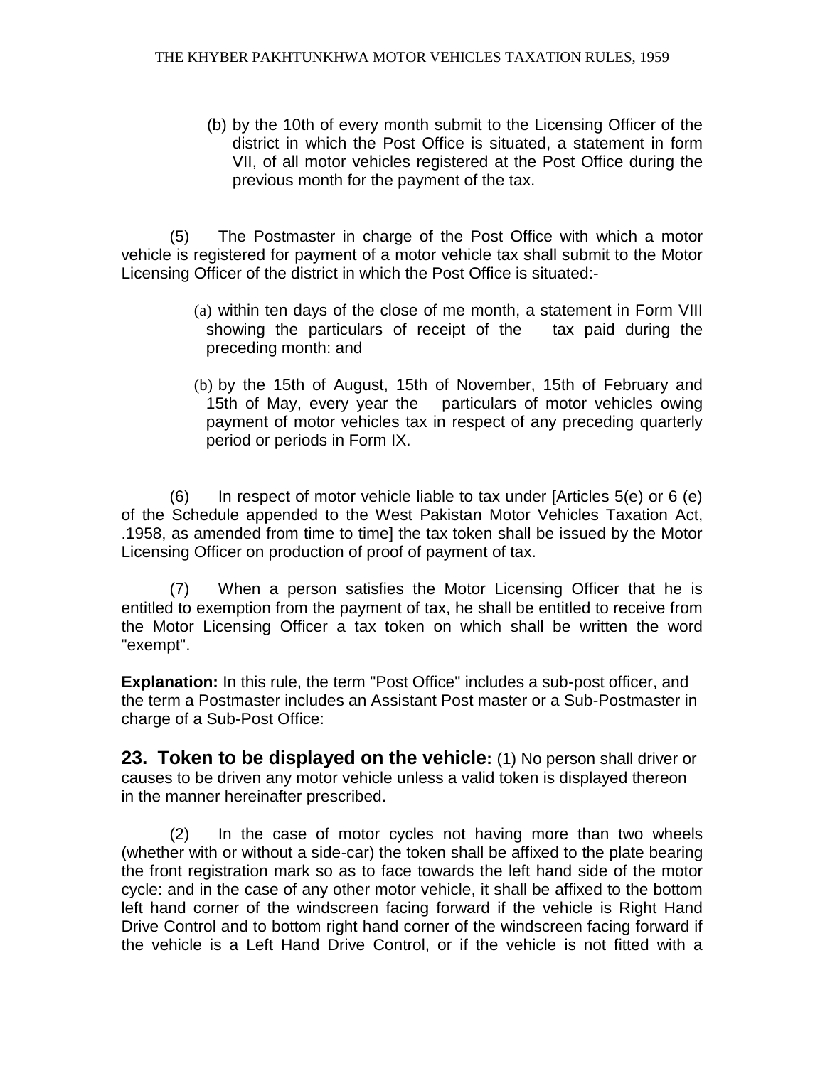(b) by the 10th of every month submit to the Licensing Officer of the district in which the Post Office is situated, a statement in form VII, of all motor vehicles registered at the Post Office during the previous month for the payment of the tax.

(5) The Postmaster in charge of the Post Office with which a motor vehicle is registered for payment of a motor vehicle tax shall submit to the Motor Licensing Officer of the district in which the Post Office is situated:-

(a) within ten days of the close of me month, a statement in Form VIII showing the particulars of receipt of the tax paid during the preceding month: and

(b) by the 15th of August, 15th of November, 15th of February and 15th of May, every year the particulars of motor vehicles owing payment of motor vehicles tax in respect of any preceding quarterly period or periods in Form IX.

(6) In respect of motor vehicle liable to tax under [Articles 5(e) or 6 (e) of the Schedule appended to the West Pakistan Motor Vehicles Taxation Act, .1958, as amended from time to time] the tax token shall be issued by the Motor Licensing Officer on production of proof of payment of tax.

(7) When a person satisfies the Motor Licensing Officer that he is entitled to exemption from the payment of tax, he shall be entitled to receive from the Motor Licensing Officer a tax token on which shall be written the word "exempt".

**Explanation:** In this rule, the term "Post Office" includes a sub-post officer, and the term a Postmaster includes an Assistant Post master or a Sub-Postmaster in charge of a Sub-Post Office:

**23. Token to be displayed on the vehicle:** (1) No person shall driver or causes to be driven any motor vehicle unless a valid token is displayed thereon in the manner hereinafter prescribed.

(2) In the case of motor cycles not having more than two wheels (whether with or without a side-car) the token shall be affixed to the plate bearing the front registration mark so as to face towards the left hand side of the motor cycle: and in the case of any other motor vehicle, it shall be affixed to the bottom left hand corner of the windscreen facing forward if the vehicle is Right Hand Drive Control and to bottom right hand corner of the windscreen facing forward if the vehicle is a Left Hand Drive Control, or if the vehicle is not fitted with a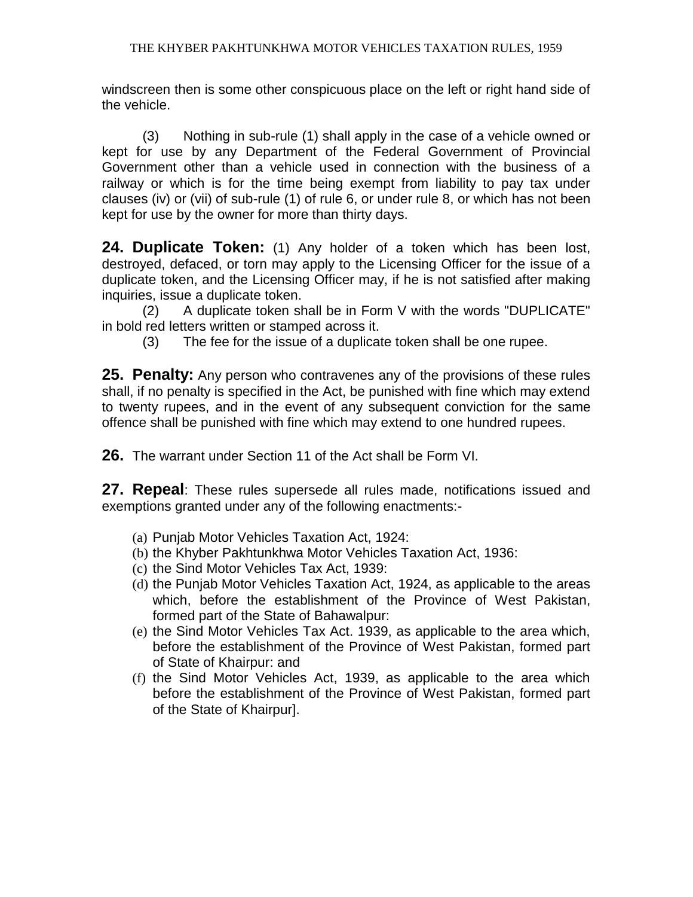windscreen then is some other conspicuous place on the left or right hand side of the vehicle.

(3) Nothing in sub-rule (1) shall apply in the case of a vehicle owned or kept for use by any Department of the Federal Government of Provincial Government other than a vehicle used in connection with the business of a railway or which is for the time being exempt from liability to pay tax under clauses (iv) or (vii) of sub-rule (1) of rule 6, or under rule 8, or which has not been kept for use by the owner for more than thirty days.

**24. Duplicate Token:** (1) Any holder of a token which has been lost, destroyed, defaced, or torn may apply to the Licensing Officer for the issue of a duplicate token, and the Licensing Officer may, if he is not satisfied after making inquiries, issue a duplicate token.

(2) A duplicate token shall be in Form V with the words "DUPLICATE" in bold red letters written or stamped across it.

(3) The fee for the issue of a duplicate token shall be one rupee.

**25. Penalty:** Any person who contravenes any of the provisions of these rules shall, if no penalty is specified in the Act, be punished with fine which may extend to twenty rupees, and in the event of any subsequent conviction for the same offence shall be punished with fine which may extend to one hundred rupees.

**26.** The warrant under Section 11 of the Act shall be Form VI.

**27. Repeal**: These rules supersede all rules made, notifications issued and exemptions granted under any of the following enactments:-

(a) Punjab Motor Vehicles Taxation Act, 1924:
(b) the Khyber Pakhtunkhwa Motor Vehicles Taxation Act, 1936:
(c) the Sind Motor Vehicles Tax Act, 1939:
(d) the Punjab Motor Vehicles Taxation Act, 1924, as applicable to the areas which, before the establishment of the Province of West Pakistan, formed part of the State of Bahawalpur:
(e) the Sind Motor Vehicles Tax Act. 1939, as applicable to the area which, before the establishment of the Province of West Pakistan, formed part of State of Khairpur: and
(f) the Sind Motor Vehicles Act, 1939, as applicable to the area which before the establishment of the Province of West Pakistan, formed part of the State of Khairpur].